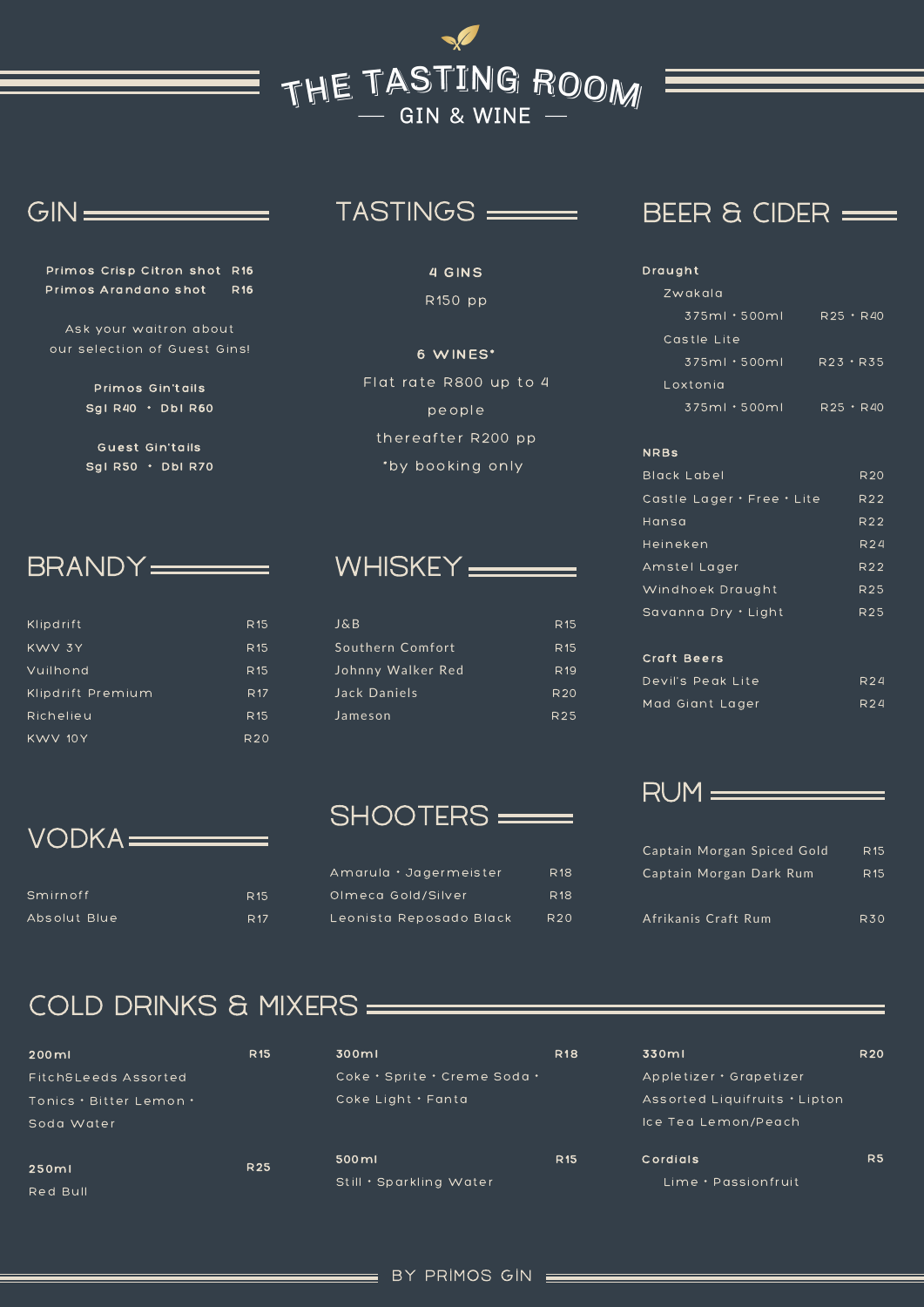# THE TASTING ROOM

GIN & WINE

## GIN

| | |
|---|---|
| **Primos Crisp Citron shot** | **R16** |
| **Primos Arandano shot** | **R16** |

Ask your waitron about our selection of Guest Gins!

**Primos Gin'tails**
**Sgl R40 • Dbl R60**

**Guest Gin'tails**
**Sgl R50 • Dbl R70**

## TASTINGS

**4 GINS**

R150 pp

**6 WINES***

Flat rate R800 up to 4 people

thereafter R200 pp

*by booking only

## BEER & CIDER

**Draught**

| | | |
|---|---|---|
| Zwakala | 375ml • 500ml | R25 • R40 |
| Castle Lite | 375ml • 500ml | R23 • R35 |
| Loxtonia | 375ml • 500ml | R25 • R40 |

**NRBs**

| | |
|---|---|
| Black Label | R20 |
| Castle Lager • Free • Lite | R22 |
| Hansa | R22 |
| Heineken | R24 |
| Amstel Lager | R22 |
| Windhoek Draught | R25 |
| Savanna Dry • Light | R25 |

**Craft Beers**

| | |
|---|---|
| Devil's Peak Lite | R24 |
| Mad Giant Lager | R24 |

## BRANDY

| | |
|---|---|
| Klipdrift | R15 |
| KWV 3Y | R15 |
| Vuilhond | R15 |
| Klipdrift Premium | R17 |
| Richelieu | R15 |
| KWV 10Y | R20 |

## WHISKEY

| | |
|---|---|
| J&B | R15 |
| Southern Comfort | R15 |
| Johnny Walker Red | R19 |
| Jack Daniels | R20 |
| Jameson | R25 |

## RUM

| | |
|---|---|
| Captain Morgan Spiced Gold | R15 |
| Captain Morgan Dark Rum | R15 |
| Afrikanis Craft Rum | R30 |

## VODKA

| | |
|---|---|
| Smirnoff | R15 |
| Absolut Blue | R17 |

## SHOOTERS

| | |
|---|---|
| Amarula • Jagermeister | R18 |
| Olmeca Gold/Silver | R18 |
| Leonista Reposado Black | R20 |

## COLD DRINKS & MIXERS

**200ml** — **R15**
Fitch&Leeds Assorted Tonics • Bitter Lemon • Soda Water

**250ml** — **R25**
Red Bull

**300ml** — **R18**
Coke • Sprite • Creme Soda • Coke Light • Fanta

**500ml** — **R15**
Still • Sparkling Water

**330ml** — **R20**
Appletizer • Grapetizer
Assorted Liquifruits • Lipton Ice Tea Lemon/Peach

**Cordials** — **R5**
Lime • Passionfruit

BY PRIMOS GIN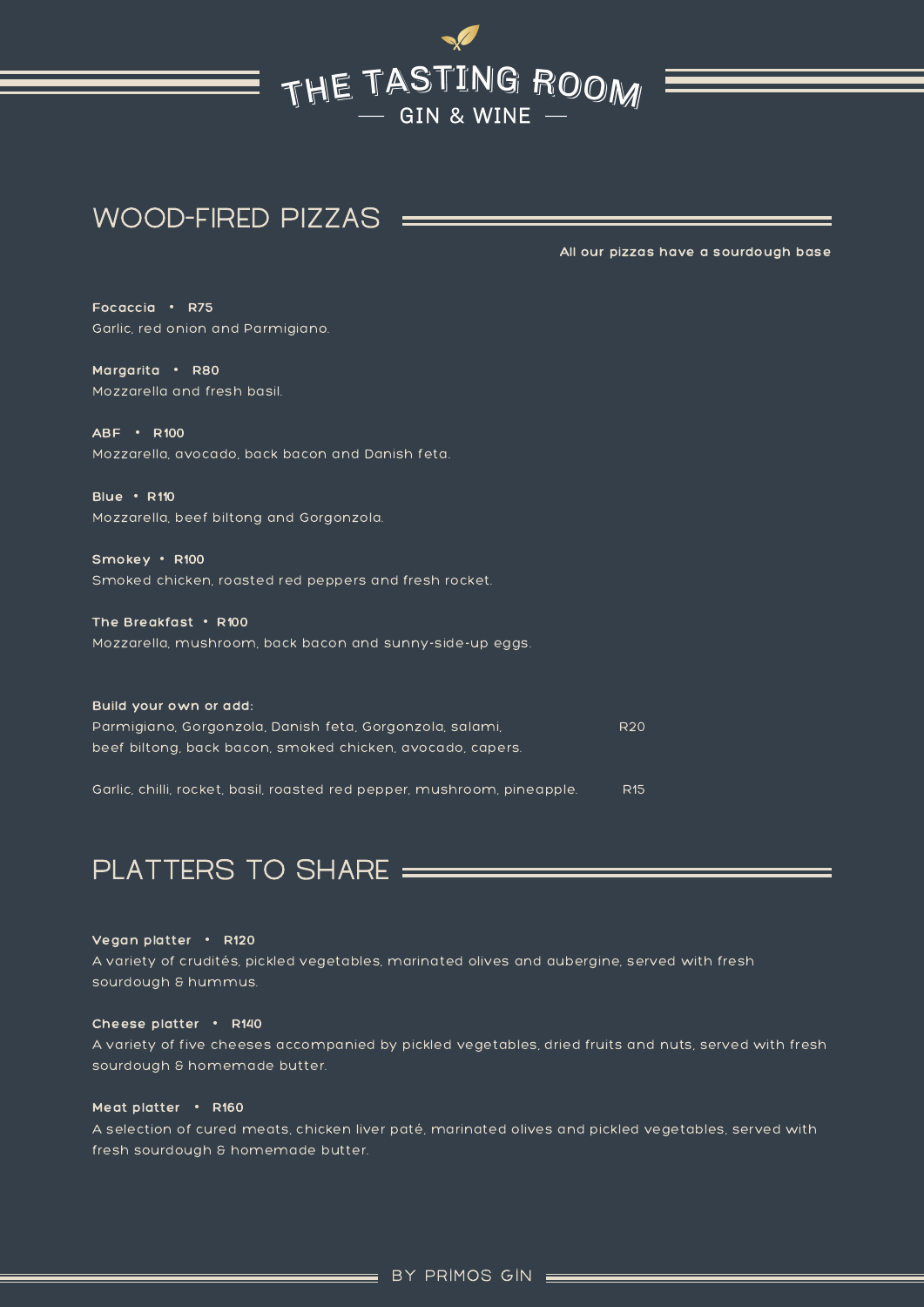# THE TASTING ROOM

GIN & WINE

## WOOD-FIRED PIZZAS

All our pizzas have a sourdough base

**Focaccia • R75**
Garlic, red onion and Parmigiano.

**Margarita • R80**
Mozzarella and fresh basil.

**ABF • R100**
Mozzarella, avocado, back bacon and Danish feta.

**Blue • R110**
Mozzarella, beef biltong and Gorgonzola.

**Smokey • R100**
Smoked chicken, roasted red peppers and fresh rocket.

**The Breakfast • R100**
Mozzarella, mushroom, back bacon and sunny-side-up eggs.

**Build your own or add:**

Parmigiano, Gorgonzola, Danish feta, Gorgonzola, salami, beef biltong, back bacon, smoked chicken, avocado, capers. R20

Garlic, chilli, rocket, basil, roasted red pepper, mushroom, pineapple. R15

## PLATTERS TO SHARE

**Vegan platter • R120**
A variety of crudités, pickled vegetables, marinated olives and aubergine, served with fresh sourdough & hummus.

**Cheese platter • R140**
A variety of five cheeses accompanied by pickled vegetables, dried fruits and nuts, served with fresh sourdough & homemade butter.

**Meat platter • R160**
A selection of cured meats, chicken liver paté, marinated olives and pickled vegetables, served with fresh sourdough & homemade butter.

BY PRIMOS GIN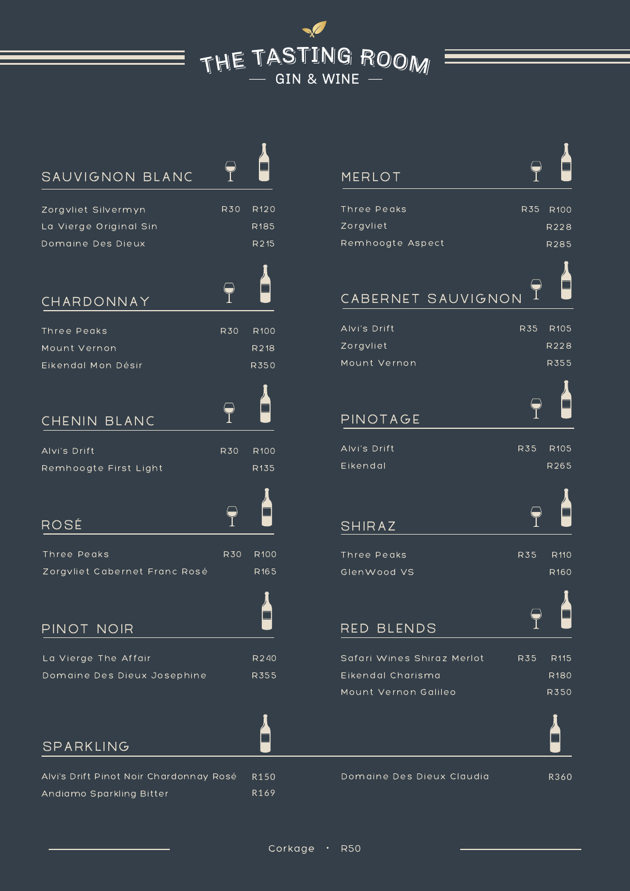# THE TASTING ROOM

GIN & WINE

## SAUVIGNON BLANC

| | Glass | Bottle |
|---|---|---|
| Zorgvliet Silvermyn | R30 | R120 |
| La Vierge Original Sin | | R185 |
| Domaine Des Dieux | | R215 |

## CHARDONNAY

| | Glass | Bottle |
|---|---|---|
| Three Peaks | R30 | R100 |
| Mount Vernon | | R218 |
| Eikendal Mon Désir | | R350 |

## CHENIN BLANC

| | Glass | Bottle |
|---|---|---|
| Alvi's Drift | R30 | R100 |
| Remhoogte First Light | | R135 |

## ROSÉ

| | Glass | Bottle |
|---|---|---|
| Three Peaks | R30 | R100 |
| Zorgvliet Cabernet Franc Rosé | | R165 |

## PINOT NOIR

| | Bottle |
|---|---|
| La Vierge The Affair | R240 |
| Domaine Des Dieux Josephine | R355 |

## MERLOT

| | Glass | Bottle |
|---|---|---|
| Three Peaks | R35 | R100 |
| Zorgvliet | | R228 |
| Remhoogte Aspect | | R285 |

## CABERNET SAUVIGNON

| | Glass | Bottle |
|---|---|---|
| Alvi's Drift | R35 | R105 |
| Zorgvliet | | R228 |
| Mount Vernon | | R355 |

## PINOTAGE

| | Glass | Bottle |
|---|---|---|
| Alvi's Drift | R35 | R105 |
| Eikendal | | R265 |

## SHIRAZ

| | Glass | Bottle |
|---|---|---|
| Three Peaks | R35 | R110 |
| GlenWood VS | | R160 |

## RED BLENDS

| | Glass | Bottle |
|---|---|---|
| Safari Wines Shiraz Merlot | R35 | R115 |
| Eikendal Charisma | | R180 |
| Mount Vernon Galileo | | R350 |

## SPARKLING

| | Bottle |
|---|---|
| Alvi's Drift Pinot Noir Chardonnay Rosé | R150 |
| Andiamo Sparkling Bitter | R169 |
| Domaine Des Dieux Claudia | R360 |

Corkage • R50